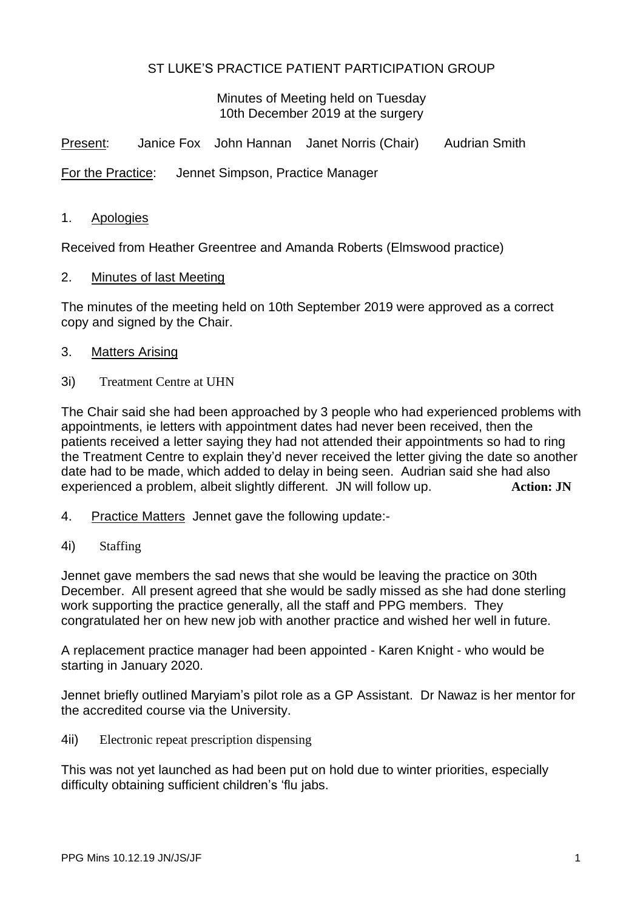# ST LUKE'S PRACTICE PATIENT PARTICIPATION GROUP

Minutes of Meeting held on Tuesday
10th December 2019 at the surgery

Present: Janice Fox John Hannan Janet Norris (Chair) Audrian Smith

For the Practice: Jennet Simpson, Practice Manager

## 1. Apologies

Received from Heather Greentree and Amanda Roberts (Elmswood practice)

## 2. Minutes of last Meeting

The minutes of the meeting held on 10th September 2019 were approved as a correct copy and signed by the Chair.

## 3. Matters Arising

### 3i) Treatment Centre at UHN

The Chair said she had been approached by 3 people who had experienced problems with appointments, ie letters with appointment dates had never been received, then the patients received a letter saying they had not attended their appointments so had to ring the Treatment Centre to explain they'd never received the letter giving the date so another date had to be made, which added to delay in being seen. Audrian said she had also experienced a problem, albeit slightly different. JN will follow up. **Action: JN**

## 4. Practice Matters Jennet gave the following update:-

### 4i) Staffing

Jennet gave members the sad news that she would be leaving the practice on 30th December. All present agreed that she would be sadly missed as she had done sterling work supporting the practice generally, all the staff and PPG members. They congratulated her on hew new job with another practice and wished her well in future.

A replacement practice manager had been appointed - Karen Knight - who would be starting in January 2020.

Jennet briefly outlined Maryiam's pilot role as a GP Assistant. Dr Nawaz is her mentor for the accredited course via the University.

### 4ii) Electronic repeat prescription dispensing

This was not yet launched as had been put on hold due to winter priorities, especially difficulty obtaining sufficient children's 'flu jabs.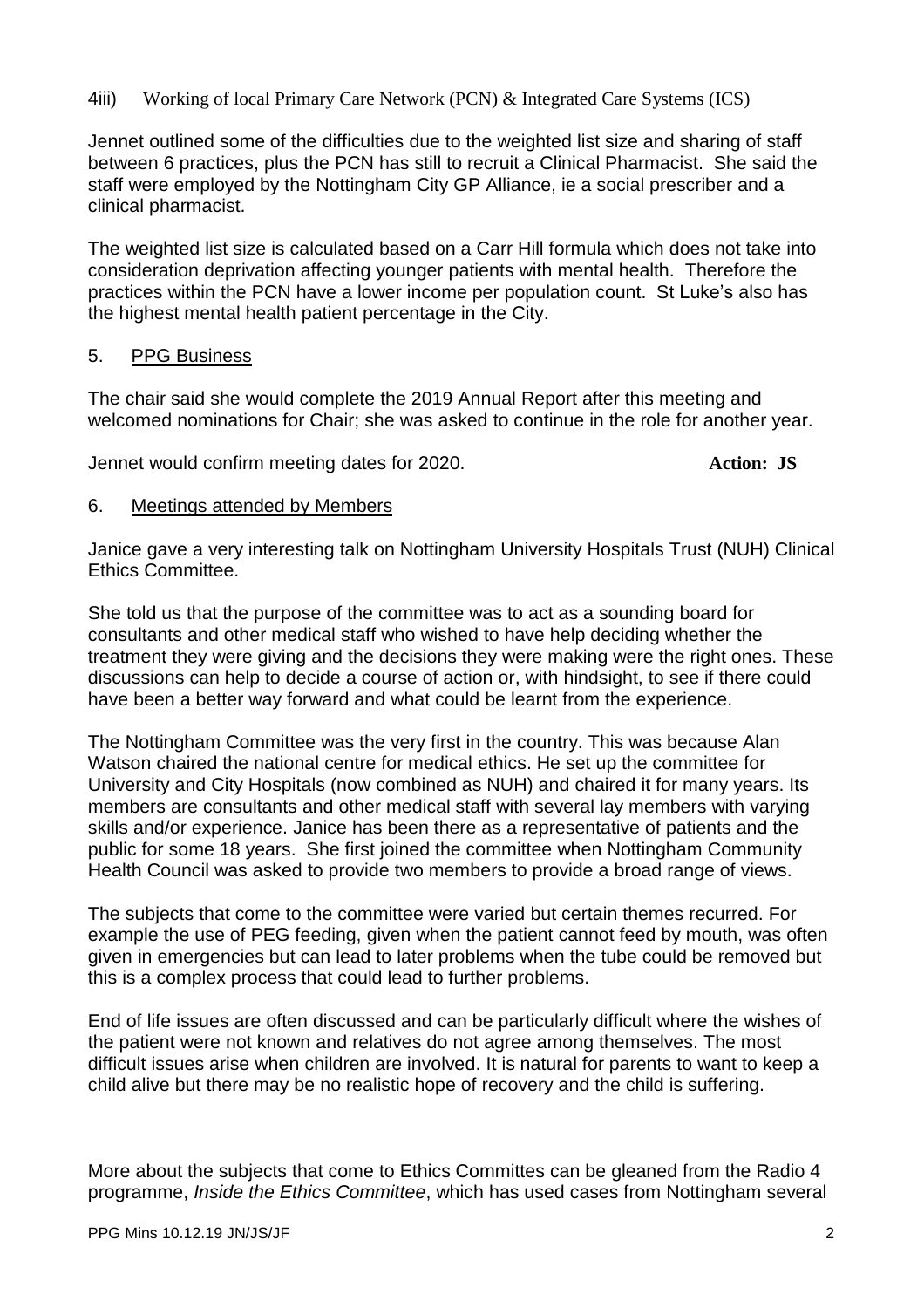4iii) Working of local Primary Care Network (PCN) & Integrated Care Systems (ICS)

Jennet outlined some of the difficulties due to the weighted list size and sharing of staff between 6 practices, plus the PCN has still to recruit a Clinical Pharmacist. She said the staff were employed by the Nottingham City GP Alliance, ie a social prescriber and a clinical pharmacist.

The weighted list size is calculated based on a Carr Hill formula which does not take into consideration deprivation affecting younger patients with mental health. Therefore the practices within the PCN have a lower income per population count. St Luke's also has the highest mental health patient percentage in the City.

5. PPG Business

The chair said she would complete the 2019 Annual Report after this meeting and welcomed nominations for Chair; she was asked to continue in the role for another year.

Jennet would confirm meeting dates for 2020. **Action: JS**

6. Meetings attended by Members

Janice gave a very interesting talk on Nottingham University Hospitals Trust (NUH) Clinical Ethics Committee.

She told us that the purpose of the committee was to act as a sounding board for consultants and other medical staff who wished to have help deciding whether the treatment they were giving and the decisions they were making were the right ones. These discussions can help to decide a course of action or, with hindsight, to see if there could have been a better way forward and what could be learnt from the experience.

The Nottingham Committee was the very first in the country. This was because Alan Watson chaired the national centre for medical ethics. He set up the committee for University and City Hospitals (now combined as NUH) and chaired it for many years. Its members are consultants and other medical staff with several lay members with varying skills and/or experience. Janice has been there as a representative of patients and the public for some 18 years. She first joined the committee when Nottingham Community Health Council was asked to provide two members to provide a broad range of views.

The subjects that come to the committee were varied but certain themes recurred. For example the use of PEG feeding, given when the patient cannot feed by mouth, was often given in emergencies but can lead to later problems when the tube could be removed but this is a complex process that could lead to further problems.

End of life issues are often discussed and can be particularly difficult where the wishes of the patient were not known and relatives do not agree among themselves. The most difficult issues arise when children are involved. It is natural for parents to want to keep a child alive but there may be no realistic hope of recovery and the child is suffering.

More about the subjects that come to Ethics Committes can be gleaned from the Radio 4 programme, *Inside the Ethics Committee*, which has used cases from Nottingham several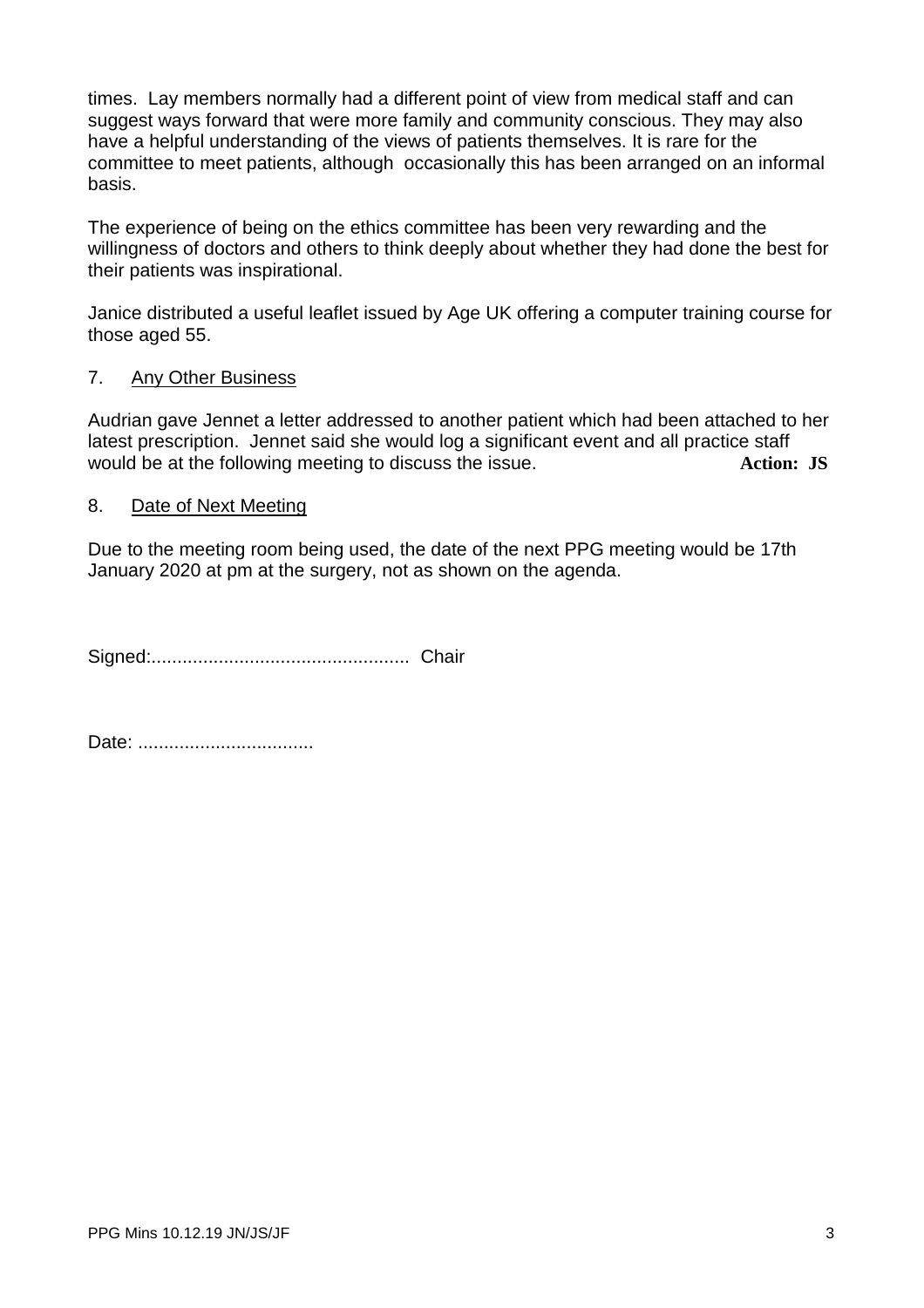times. Lay members normally had a different point of view from medical staff and can suggest ways forward that were more family and community conscious. They may also have a helpful understanding of the views of patients themselves. It is rare for the committee to meet patients, although occasionally this has been arranged on an informal basis.

The experience of being on the ethics committee has been very rewarding and the willingness of doctors and others to think deeply about whether they had done the best for their patients was inspirational.

Janice distributed a useful leaflet issued by Age UK offering a computer training course for those aged 55.

## 7. Any Other Business

Audrian gave Jennet a letter addressed to another patient which had been attached to her latest prescription. Jennet said she would log a significant event and all practice staff would be at the following meeting to discuss the issue. **Action: JS**

## 8. Date of Next Meeting

Due to the meeting room being used, the date of the next PPG meeting would be 17th January 2020 at pm at the surgery, not as shown on the agenda.

Signed:................................................. Chair

Date: .................................